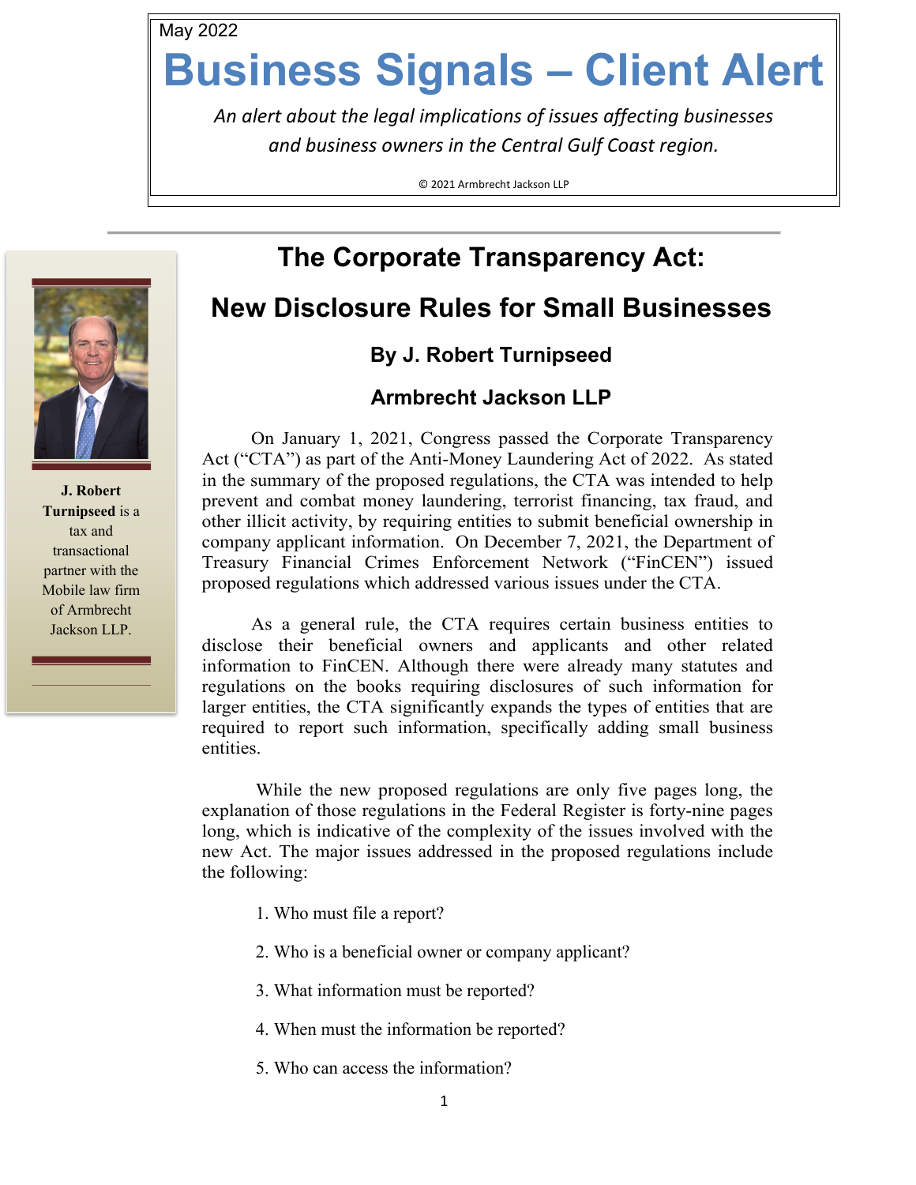May 2022

# Business Signals – Client Alert

*An alert about the legal implications of issues affecting businesses and business owners in the Central Gulf Coast region.*

© 2021 Armbrecht Jackson LLP

**J. Robert Turnipseed** is a tax and transactional partner with the Mobile law firm of Armbrecht Jackson LLP.

## The Corporate Transparency Act:

## New Disclosure Rules for Small Businesses

### By J. Robert Turnipseed

### Armbrecht Jackson LLP

On January 1, 2021, Congress passed the Corporate Transparency Act ("CTA") as part of the Anti-Money Laundering Act of 2022. As stated in the summary of the proposed regulations, the CTA was intended to help prevent and combat money laundering, terrorist financing, tax fraud, and other illicit activity, by requiring entities to submit beneficial ownership in company applicant information. On December 7, 2021, the Department of Treasury Financial Crimes Enforcement Network ("FinCEN") issued proposed regulations which addressed various issues under the CTA.

As a general rule, the CTA requires certain business entities to disclose their beneficial owners and applicants and other related information to FinCEN. Although there were already many statutes and regulations on the books requiring disclosures of such information for larger entities, the CTA significantly expands the types of entities that are required to report such information, specifically adding small business entities.

While the new proposed regulations are only five pages long, the explanation of those regulations in the Federal Register is forty-nine pages long, which is indicative of the complexity of the issues involved with the new Act. The major issues addressed in the proposed regulations include the following:

1. Who must file a report?
2. Who is a beneficial owner or company applicant?
3. What information must be reported?
4. When must the information be reported?
5. Who can access the information?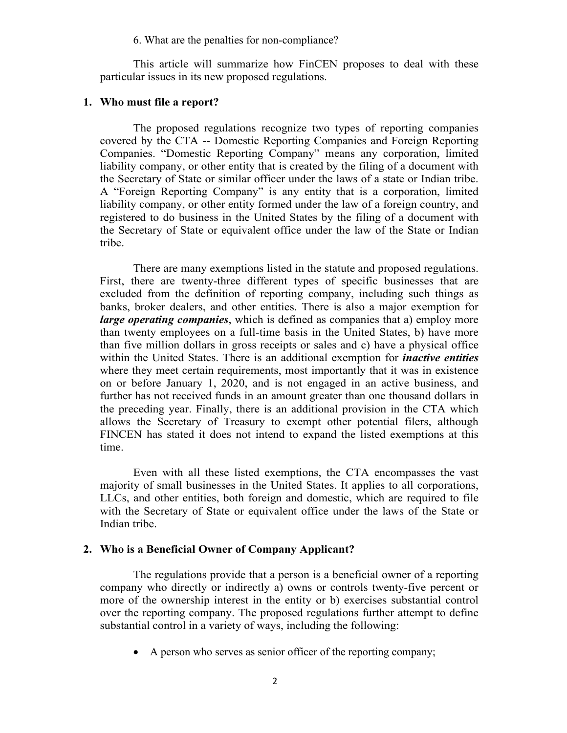6. What are the penalties for non-compliance?

This article will summarize how FinCEN proposes to deal with these particular issues in its new proposed regulations.

## 1. Who must file a report?

The proposed regulations recognize two types of reporting companies covered by the CTA -- Domestic Reporting Companies and Foreign Reporting Companies. "Domestic Reporting Company" means any corporation, limited liability company, or other entity that is created by the filing of a document with the Secretary of State or similar officer under the laws of a state or Indian tribe. A "Foreign Reporting Company" is any entity that is a corporation, limited liability company, or other entity formed under the law of a foreign country, and registered to do business in the United States by the filing of a document with the Secretary of State or equivalent office under the law of the State or Indian tribe.

There are many exemptions listed in the statute and proposed regulations. First, there are twenty-three different types of specific businesses that are excluded from the definition of reporting company, including such things as banks, broker dealers, and other entities. There is also a major exemption for ***large operating companies***, which is defined as companies that a) employ more than twenty employees on a full-time basis in the United States, b) have more than five million dollars in gross receipts or sales and c) have a physical office within the United States. There is an additional exemption for ***inactive entities*** where they meet certain requirements, most importantly that it was in existence on or before January 1, 2020, and is not engaged in an active business, and further has not received funds in an amount greater than one thousand dollars in the preceding year. Finally, there is an additional provision in the CTA which allows the Secretary of Treasury to exempt other potential filers, although FINCEN has stated it does not intend to expand the listed exemptions at this time.

Even with all these listed exemptions, the CTA encompasses the vast majority of small businesses in the United States. It applies to all corporations, LLCs, and other entities, both foreign and domestic, which are required to file with the Secretary of State or equivalent office under the laws of the State or Indian tribe.

## 2. Who is a Beneficial Owner of Company Applicant?

The regulations provide that a person is a beneficial owner of a reporting company who directly or indirectly a) owns or controls twenty-five percent or more of the ownership interest in the entity or b) exercises substantial control over the reporting company. The proposed regulations further attempt to define substantial control in a variety of ways, including the following:

- A person who serves as senior officer of the reporting company;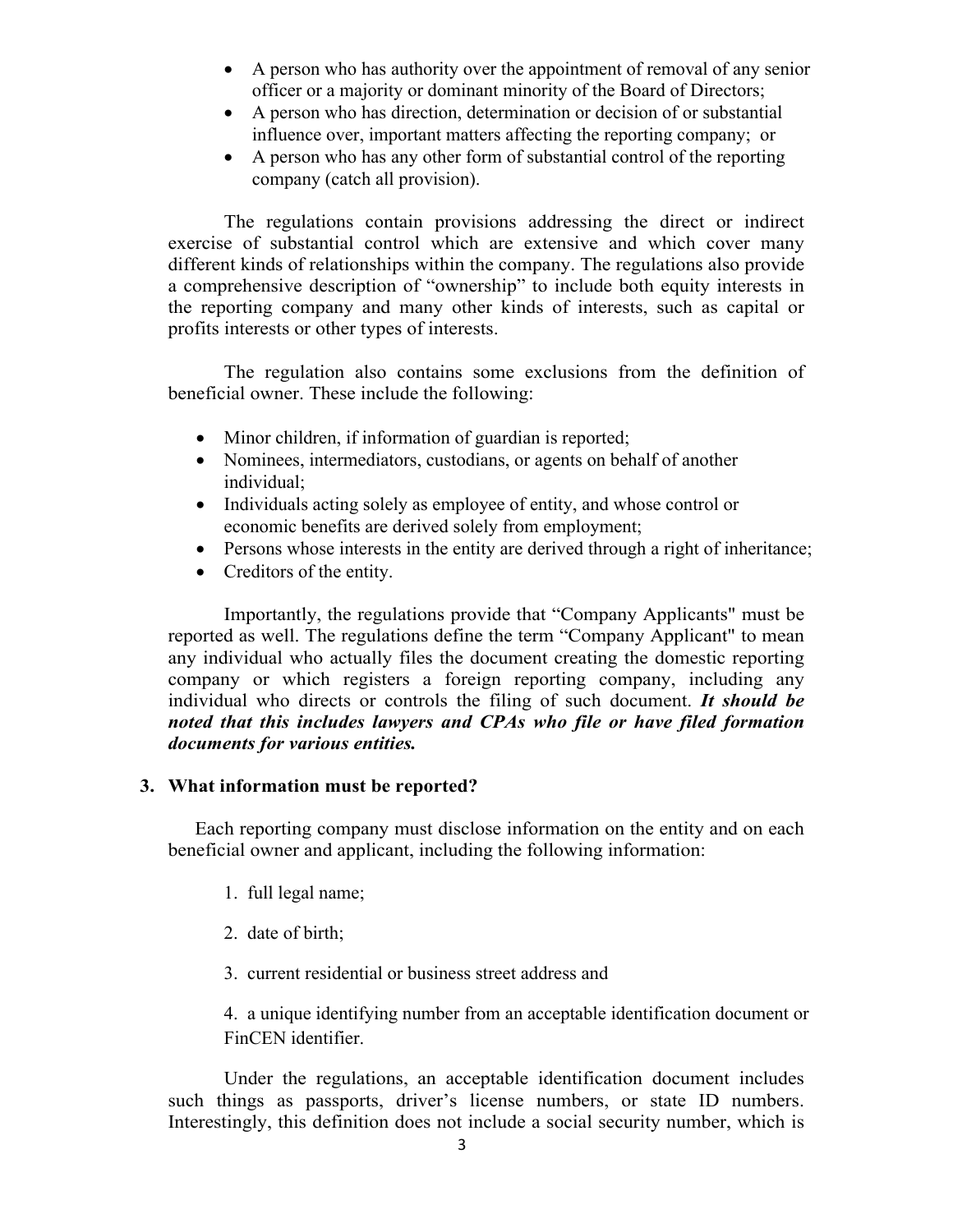- A person who has authority over the appointment of removal of any senior officer or a majority or dominant minority of the Board of Directors;
- A person who has direction, determination or decision of or substantial influence over, important matters affecting the reporting company; or
- A person who has any other form of substantial control of the reporting company (catch all provision).

The regulations contain provisions addressing the direct or indirect exercise of substantial control which are extensive and which cover many different kinds of relationships within the company. The regulations also provide a comprehensive description of "ownership" to include both equity interests in the reporting company and many other kinds of interests, such as capital or profits interests or other types of interests.

The regulation also contains some exclusions from the definition of beneficial owner. These include the following:

- Minor children, if information of guardian is reported;
- Nominees, intermediators, custodians, or agents on behalf of another individual;
- Individuals acting solely as employee of entity, and whose control or economic benefits are derived solely from employment;
- Persons whose interests in the entity are derived through a right of inheritance;
- Creditors of the entity.

Importantly, the regulations provide that "Company Applicants" must be reported as well. The regulations define the term "Company Applicant" to mean any individual who actually files the document creating the domestic reporting company or which registers a foreign reporting company, including any individual who directs or controls the filing of such document. ***It should be noted that this includes lawyers and CPAs who file or have filed formation documents for various entities.***

## 3. What information must be reported?

Each reporting company must disclose information on the entity and on each beneficial owner and applicant, including the following information:

1. full legal name;

2. date of birth;

3. current residential or business street address and

4. a unique identifying number from an acceptable identification document or FinCEN identifier.

Under the regulations, an acceptable identification document includes such things as passports, driver's license numbers, or state ID numbers. Interestingly, this definition does not include a social security number, which is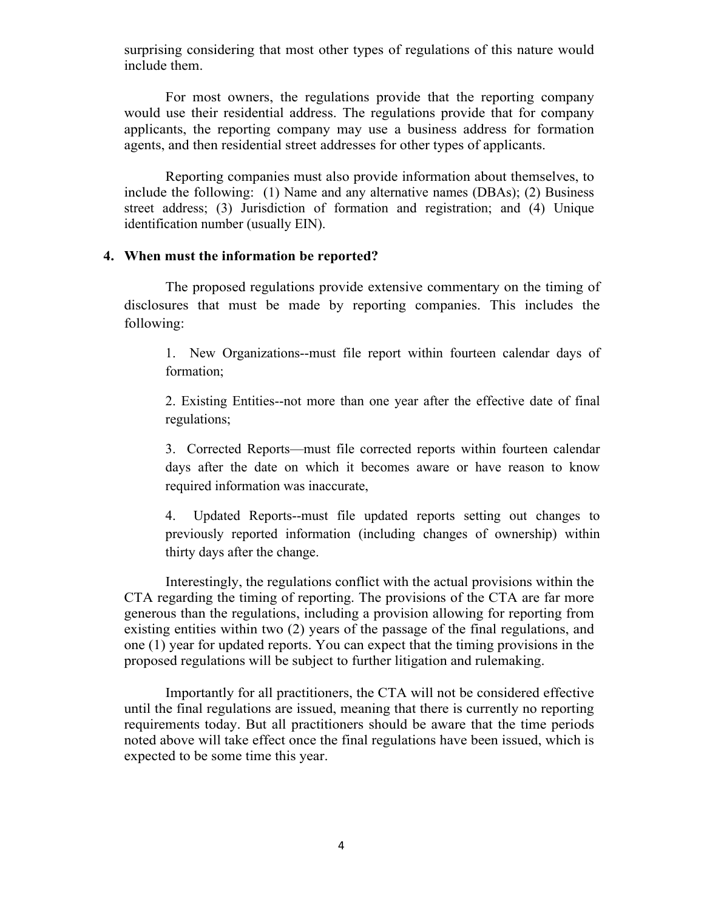surprising considering that most other types of regulations of this nature would include them.

For most owners, the regulations provide that the reporting company would use their residential address. The regulations provide that for company applicants, the reporting company may use a business address for formation agents, and then residential street addresses for other types of applicants.

Reporting companies must also provide information about themselves, to include the following: (1) Name and any alternative names (DBAs); (2) Business street address; (3) Jurisdiction of formation and registration; and (4) Unique identification number (usually EIN).

**4. When must the information be reported?**

The proposed regulations provide extensive commentary on the timing of disclosures that must be made by reporting companies. This includes the following:

> 1. New Organizations--must file report within fourteen calendar days of formation;
>
> 2. Existing Entities--not more than one year after the effective date of final regulations;
>
> 3. Corrected Reports—must file corrected reports within fourteen calendar days after the date on which it becomes aware or have reason to know required information was inaccurate,
>
> 4. Updated Reports--must file updated reports setting out changes to previously reported information (including changes of ownership) within thirty days after the change.

Interestingly, the regulations conflict with the actual provisions within the CTA regarding the timing of reporting. The provisions of the CTA are far more generous than the regulations, including a provision allowing for reporting from existing entities within two (2) years of the passage of the final regulations, and one (1) year for updated reports. You can expect that the timing provisions in the proposed regulations will be subject to further litigation and rulemaking.

Importantly for all practitioners, the CTA will not be considered effective until the final regulations are issued, meaning that there is currently no reporting requirements today. But all practitioners should be aware that the time periods noted above will take effect once the final regulations have been issued, which is expected to be some time this year.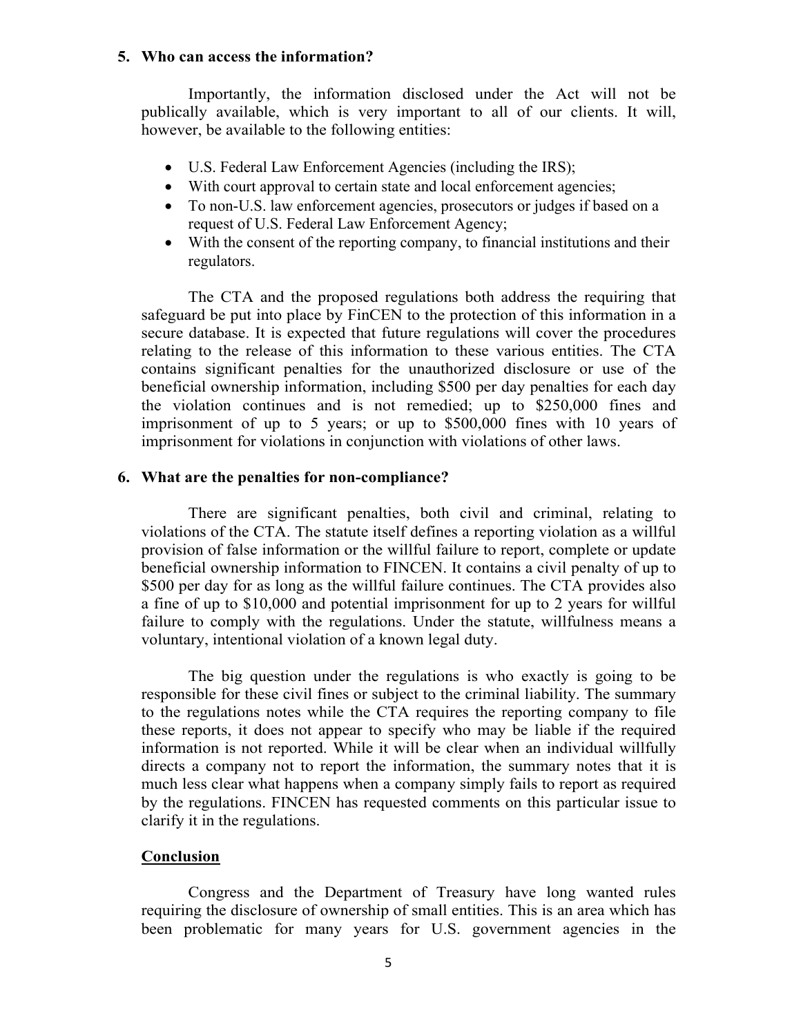**5. Who can access the information?**

Importantly, the information disclosed under the Act will not be publically available, which is very important to all of our clients. It will, however, be available to the following entities:

- U.S. Federal Law Enforcement Agencies (including the IRS);
- With court approval to certain state and local enforcement agencies;
- To non-U.S. law enforcement agencies, prosecutors or judges if based on a request of U.S. Federal Law Enforcement Agency;
- With the consent of the reporting company, to financial institutions and their regulators.

The CTA and the proposed regulations both address the requiring that safeguard be put into place by FinCEN to the protection of this information in a secure database. It is expected that future regulations will cover the procedures relating to the release of this information to these various entities. The CTA contains significant penalties for the unauthorized disclosure or use of the beneficial ownership information, including $500 per day penalties for each day the violation continues and is not remedied; up to $250,000 fines and imprisonment of up to 5 years; or up to $500,000 fines with 10 years of imprisonment for violations in conjunction with violations of other laws.

**6. What are the penalties for non-compliance?**

There are significant penalties, both civil and criminal, relating to violations of the CTA. The statute itself defines a reporting violation as a willful provision of false information or the willful failure to report, complete or update beneficial ownership information to FINCEN. It contains a civil penalty of up to $500 per day for as long as the willful failure continues. The CTA provides also a fine of up to $10,000 and potential imprisonment for up to 2 years for willful failure to comply with the regulations. Under the statute, willfulness means a voluntary, intentional violation of a known legal duty.

The big question under the regulations is who exactly is going to be responsible for these civil fines or subject to the criminal liability. The summary to the regulations notes while the CTA requires the reporting company to file these reports, it does not appear to specify who may be liable if the required information is not reported. While it will be clear when an individual willfully directs a company not to report the information, the summary notes that it is much less clear what happens when a company simply fails to report as required by the regulations. FINCEN has requested comments on this particular issue to clarify it in the regulations.

**<u>Conclusion</u>**

Congress and the Department of Treasury have long wanted rules requiring the disclosure of ownership of small entities. This is an area which has been problematic for many years for U.S. government agencies in the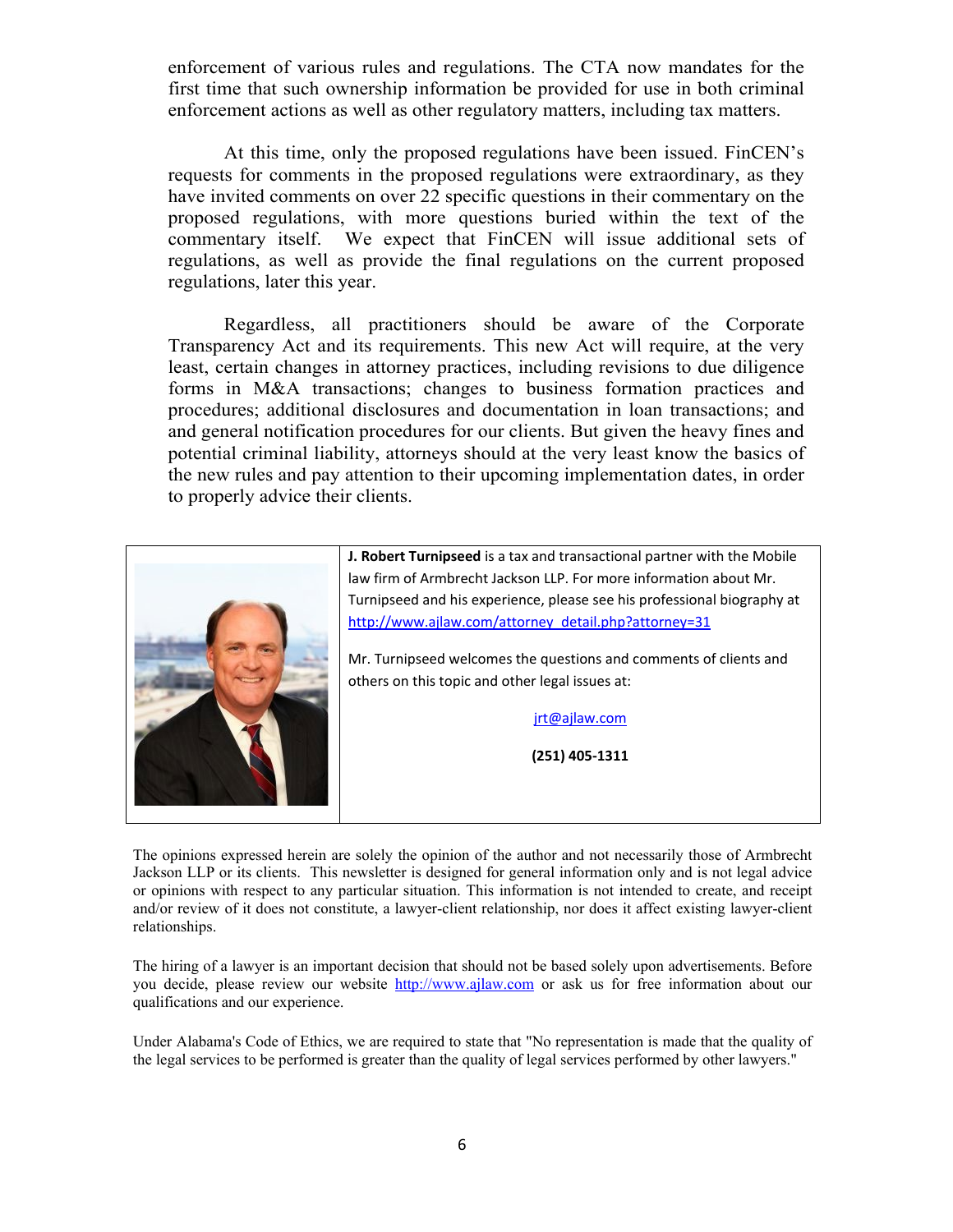enforcement of various rules and regulations. The CTA now mandates for the first time that such ownership information be provided for use in both criminal enforcement actions as well as other regulatory matters, including tax matters.

At this time, only the proposed regulations have been issued. FinCEN's requests for comments in the proposed regulations were extraordinary, as they have invited comments on over 22 specific questions in their commentary on the proposed regulations, with more questions buried within the text of the commentary itself. We expect that FinCEN will issue additional sets of regulations, as well as provide the final regulations on the current proposed regulations, later this year.

Regardless, all practitioners should be aware of the Corporate Transparency Act and its requirements. This new Act will require, at the very least, certain changes in attorney practices, including revisions to due diligence forms in M&A transactions; changes to business formation practices and procedures; additional disclosures and documentation in loan transactions; and and general notification procedures for our clients. But given the heavy fines and potential criminal liability, attorneys should at the very least know the basics of the new rules and pay attention to their upcoming implementation dates, in order to properly advice their clients.

**J. Robert Turnipseed** is a tax and transactional partner with the Mobile law firm of Armbrecht Jackson LLP. For more information about Mr. Turnipseed and his experience, please see his professional biography at http://www.ajlaw.com/attorney_detail.php?attorney=31

Mr. Turnipseed welcomes the questions and comments of clients and others on this topic and other legal issues at:

jrt@ajlaw.com

**(251) 405-1311**

The opinions expressed herein are solely the opinion of the author and not necessarily those of Armbrecht Jackson LLP or its clients. This newsletter is designed for general information only and is not legal advice or opinions with respect to any particular situation. This information is not intended to create, and receipt and/or review of it does not constitute, a lawyer-client relationship, nor does it affect existing lawyer-client relationships.

The hiring of a lawyer is an important decision that should not be based solely upon advertisements. Before you decide, please review our website http://www.ajlaw.com or ask us for free information about our qualifications and our experience.

Under Alabama's Code of Ethics, we are required to state that "No representation is made that the quality of the legal services to be performed is greater than the quality of legal services performed by other lawyers."